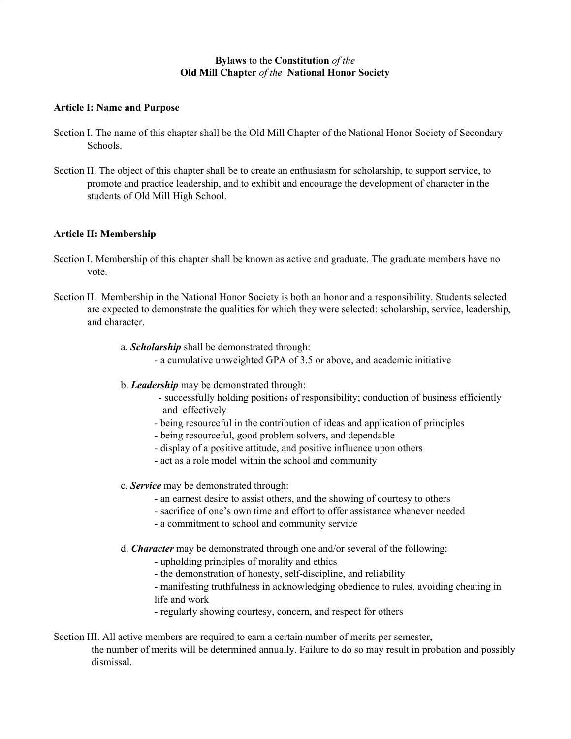# **Bylaws** to the **Constitution** *of the* **Old Mill Chapter** *of the* **National Honor Society**

## Article I: Name and Purpose

Section I. The name of this chapter shall be the Old Mill Chapter of the National Honor Society of Secondary Schools.

Section II. The object of this chapter shall be to create an enthusiasm for scholarship, to support service, to promote and practice leadership, and to exhibit and encourage the development of character in the students of Old Mill High School.

## Article II: Membership

Section I. Membership of this chapter shall be known as active and graduate. The graduate members have no vote.

Section II. Membership in the National Honor Society is both an honor and a responsibility. Students selected are expected to demonstrate the qualities for which they were selected: scholarship, service, leadership, and character.

a. ***Scholarship*** shall be demonstrated through:
- a cumulative unweighted GPA of 3.5 or above, and academic initiative

b. ***Leadership*** may be demonstrated through:
- successfully holding positions of responsibility; conduction of business efficiently and effectively
- being resourceful in the contribution of ideas and application of principles
- being resourceful, good problem solvers, and dependable
- display of a positive attitude, and positive influence upon others
- act as a role model within the school and community

c. ***Service*** may be demonstrated through:
- an earnest desire to assist others, and the showing of courtesy to others
- sacrifice of one's own time and effort to offer assistance whenever needed
- a commitment to school and community service

d. ***Character*** may be demonstrated through one and/or several of the following:
- upholding principles of morality and ethics
- the demonstration of honesty, self-discipline, and reliability
- manifesting truthfulness in acknowledging obedience to rules, avoiding cheating in life and work
- regularly showing courtesy, concern, and respect for others

Section III. All active members are required to earn a certain number of merits per semester, the number of merits will be determined annually. Failure to do so may result in probation and possibly dismissal.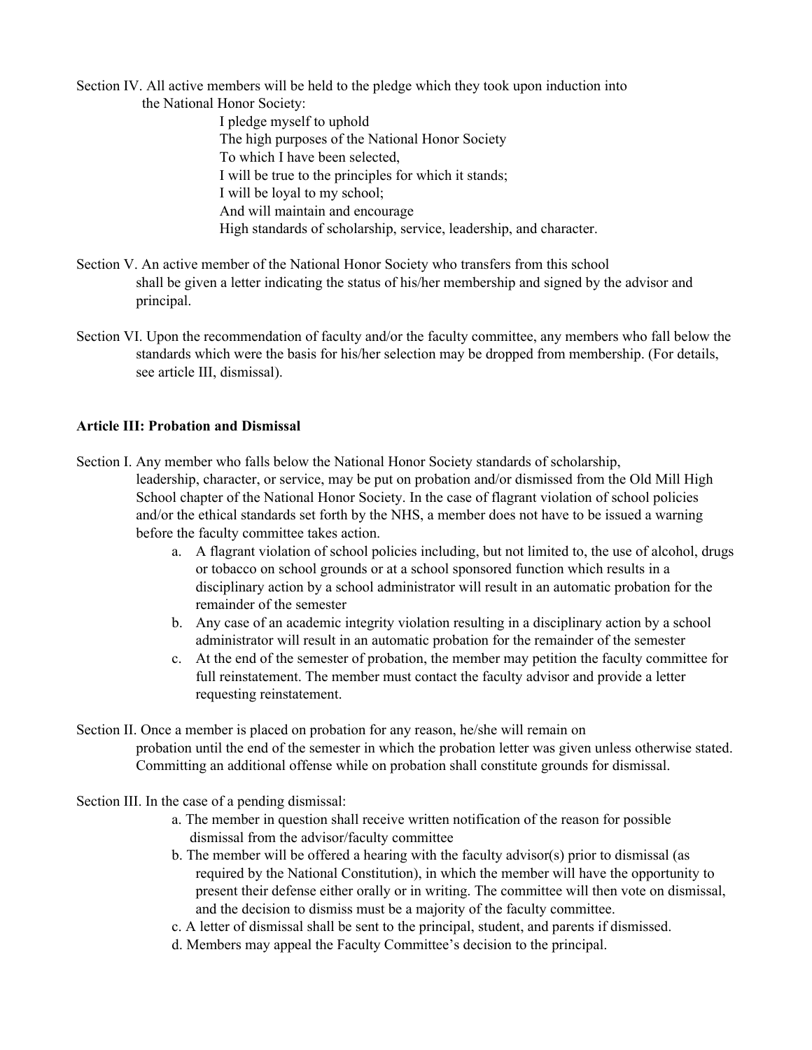Section IV. All active members will be held to the pledge which they took upon induction into the National Honor Society:

> I pledge myself to uphold
> The high purposes of the National Honor Society
> To which I have been selected,
> I will be true to the principles for which it stands;
> I will be loyal to my school;
> And will maintain and encourage
> High standards of scholarship, service, leadership, and character.

Section V. An active member of the National Honor Society who transfers from this school shall be given a letter indicating the status of his/her membership and signed by the advisor and principal.

Section VI. Upon the recommendation of faculty and/or the faculty committee, any members who fall below the standards which were the basis for his/her selection may be dropped from membership. (For details, see article III, dismissal).

**Article III: Probation and Dismissal**

Section I. Any member who falls below the National Honor Society standards of scholarship, leadership, character, or service, may be put on probation and/or dismissed from the Old Mill High School chapter of the National Honor Society. In the case of flagrant violation of school policies and/or the ethical standards set forth by the NHS, a member does not have to be issued a warning before the faculty committee takes action.

a. A flagrant violation of school policies including, but not limited to, the use of alcohol, drugs or tobacco on school grounds or at a school sponsored function which results in a disciplinary action by a school administrator will result in an automatic probation for the remainder of the semester
b. Any case of an academic integrity violation resulting in a disciplinary action by a school administrator will result in an automatic probation for the remainder of the semester
c. At the end of the semester of probation, the member may petition the faculty committee for full reinstatement. The member must contact the faculty advisor and provide a letter requesting reinstatement.

Section II. Once a member is placed on probation for any reason, he/she will remain on probation until the end of the semester in which the probation letter was given unless otherwise stated. Committing an additional offense while on probation shall constitute grounds for dismissal.

Section III. In the case of a pending dismissal:

a. The member in question shall receive written notification of the reason for possible dismissal from the advisor/faculty committee
b. The member will be offered a hearing with the faculty advisor(s) prior to dismissal (as required by the National Constitution), in which the member will have the opportunity to present their defense either orally or in writing. The committee will then vote on dismissal, and the decision to dismiss must be a majority of the faculty committee.
c. A letter of dismissal shall be sent to the principal, student, and parents if dismissed.
d. Members may appeal the Faculty Committee's decision to the principal.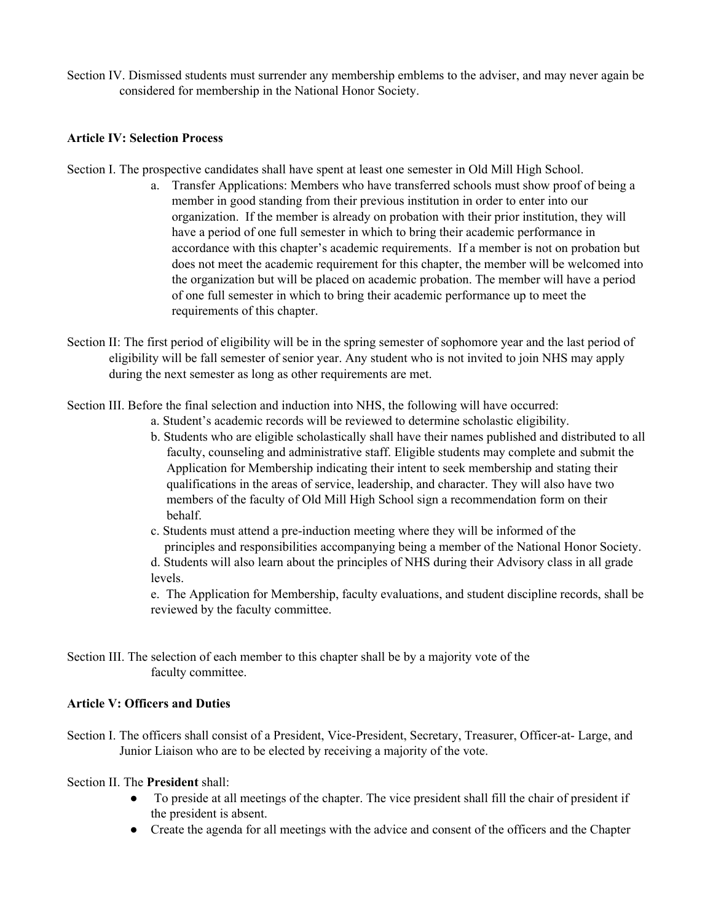Section IV. Dismissed students must surrender any membership emblems to the adviser, and may never again be considered for membership in the National Honor Society.

**Article IV: Selection Process**

Section I. The prospective candidates shall have spent at least one semester in Old Mill High School.

a. Transfer Applications: Members who have transferred schools must show proof of being a member in good standing from their previous institution in order to enter into our organization. If the member is already on probation with their prior institution, they will have a period of one full semester in which to bring their academic performance in accordance with this chapter's academic requirements. If a member is not on probation but does not meet the academic requirement for this chapter, the member will be welcomed into the organization but will be placed on academic probation. The member will have a period of one full semester in which to bring their academic performance up to meet the requirements of this chapter.

Section II: The first period of eligibility will be in the spring semester of sophomore year and the last period of eligibility will be fall semester of senior year. Any student who is not invited to join NHS may apply during the next semester as long as other requirements are met.

Section III. Before the final selection and induction into NHS, the following will have occurred:

a. Student's academic records will be reviewed to determine scholastic eligibility.

b. Students who are eligible scholastically shall have their names published and distributed to all faculty, counseling and administrative staff. Eligible students may complete and submit the Application for Membership indicating their intent to seek membership and stating their qualifications in the areas of service, leadership, and character. They will also have two members of the faculty of Old Mill High School sign a recommendation form on their behalf.

c. Students must attend a pre-induction meeting where they will be informed of the principles and responsibilities accompanying being a member of the National Honor Society.

d. Students will also learn about the principles of NHS during their Advisory class in all grade levels.

e. The Application for Membership, faculty evaluations, and student discipline records, shall be reviewed by the faculty committee.

Section III. The selection of each member to this chapter shall be by a majority vote of the faculty committee.

**Article V: Officers and Duties**

Section I. The officers shall consist of a President, Vice-President, Secretary, Treasurer, Officer-at- Large, and Junior Liaison who are to be elected by receiving a majority of the vote.

Section II. The **President** shall:

- To preside at all meetings of the chapter. The vice president shall fill the chair of president if the president is absent.
- Create the agenda for all meetings with the advice and consent of the officers and the Chapter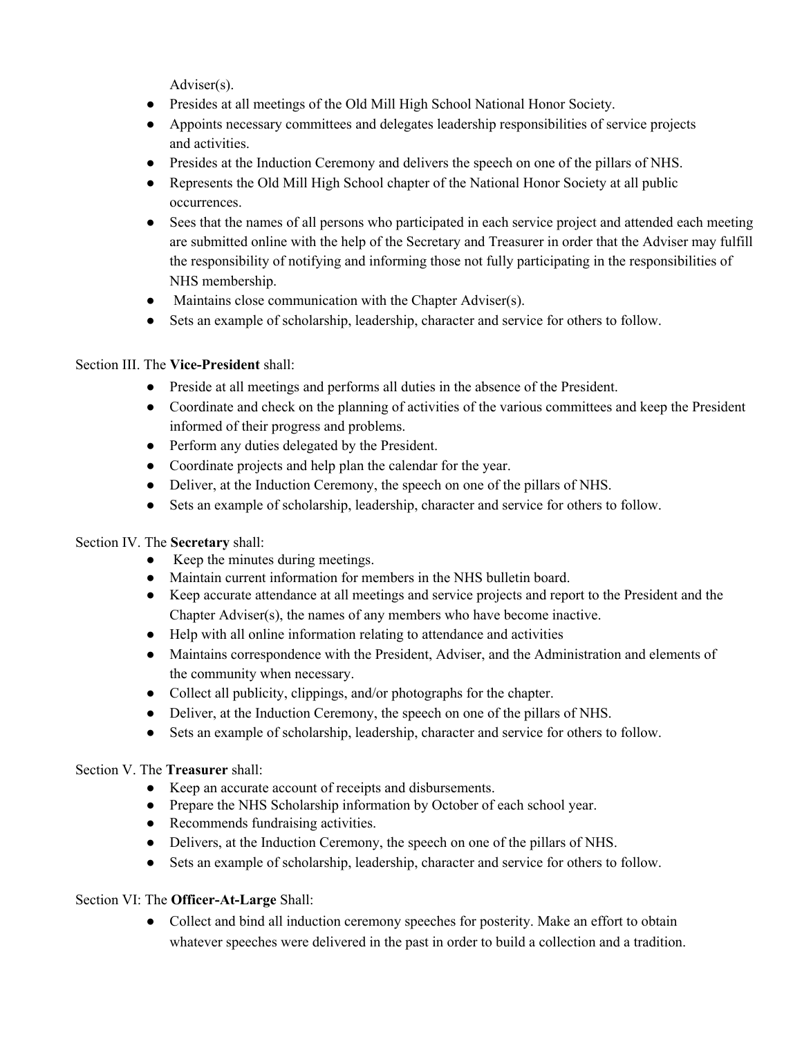Adviser(s).

- Presides at all meetings of the Old Mill High School National Honor Society.
- Appoints necessary committees and delegates leadership responsibilities of service projects and activities.
- Presides at the Induction Ceremony and delivers the speech on one of the pillars of NHS.
- Represents the Old Mill High School chapter of the National Honor Society at all public occurrences.
- Sees that the names of all persons who participated in each service project and attended each meeting are submitted online with the help of the Secretary and Treasurer in order that the Adviser may fulfill the responsibility of notifying and informing those not fully participating in the responsibilities of NHS membership.
- Maintains close communication with the Chapter Adviser(s).
- Sets an example of scholarship, leadership, character and service for others to follow.

Section III. The **Vice-President** shall:

- Preside at all meetings and performs all duties in the absence of the President.
- Coordinate and check on the planning of activities of the various committees and keep the President informed of their progress and problems.
- Perform any duties delegated by the President.
- Coordinate projects and help plan the calendar for the year.
- Deliver, at the Induction Ceremony, the speech on one of the pillars of NHS.
- Sets an example of scholarship, leadership, character and service for others to follow.

Section IV. The **Secretary** shall:

- Keep the minutes during meetings.
- Maintain current information for members in the NHS bulletin board.
- Keep accurate attendance at all meetings and service projects and report to the President and the Chapter Adviser(s), the names of any members who have become inactive.
- Help with all online information relating to attendance and activities
- Maintains correspondence with the President, Adviser, and the Administration and elements of the community when necessary.
- Collect all publicity, clippings, and/or photographs for the chapter.
- Deliver, at the Induction Ceremony, the speech on one of the pillars of NHS.
- Sets an example of scholarship, leadership, character and service for others to follow.

Section V. The **Treasurer** shall:

- Keep an accurate account of receipts and disbursements.
- Prepare the NHS Scholarship information by October of each school year.
- Recommends fundraising activities.
- Delivers, at the Induction Ceremony, the speech on one of the pillars of NHS.
- Sets an example of scholarship, leadership, character and service for others to follow.

Section VI: The **Officer-At-Large** Shall:

- Collect and bind all induction ceremony speeches for posterity. Make an effort to obtain whatever speeches were delivered in the past in order to build a collection and a tradition.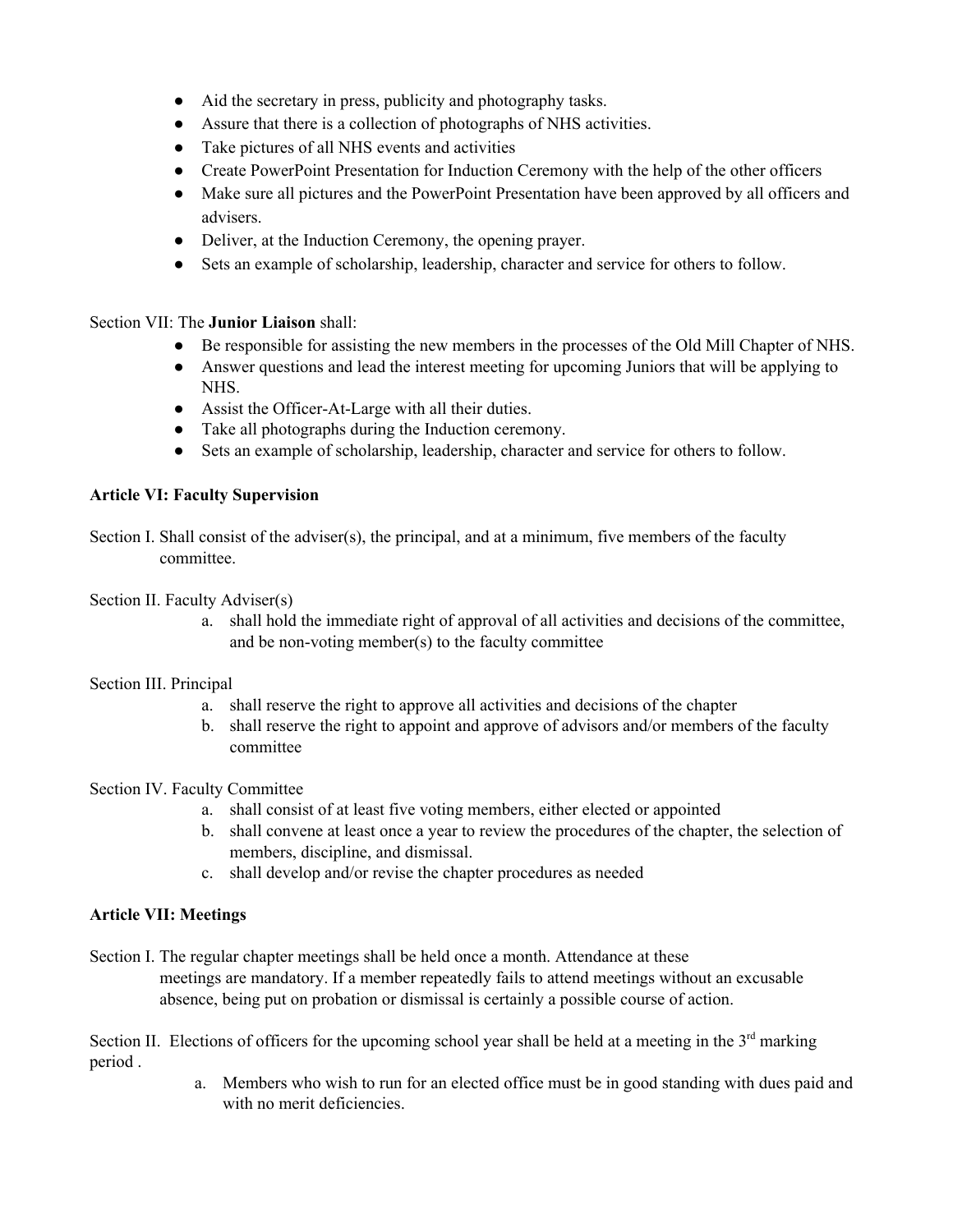- Aid the secretary in press, publicity and photography tasks.
- Assure that there is a collection of photographs of NHS activities.
- Take pictures of all NHS events and activities
- Create PowerPoint Presentation for Induction Ceremony with the help of the other officers
- Make sure all pictures and the PowerPoint Presentation have been approved by all officers and advisers.
- Deliver, at the Induction Ceremony, the opening prayer.
- Sets an example of scholarship, leadership, character and service for others to follow.

Section VII: The **Junior Liaison** shall:

- Be responsible for assisting the new members in the processes of the Old Mill Chapter of NHS.
- Answer questions and lead the interest meeting for upcoming Juniors that will be applying to NHS.
- Assist the Officer-At-Large with all their duties.
- Take all photographs during the Induction ceremony.
- Sets an example of scholarship, leadership, character and service for others to follow.

**Article VI: Faculty Supervision**

Section I. Shall consist of the adviser(s), the principal, and at a minimum, five members of the faculty committee.

Section II. Faculty Adviser(s)

a. shall hold the immediate right of approval of all activities and decisions of the committee, and be non-voting member(s) to the faculty committee

Section III. Principal

a. shall reserve the right to approve all activities and decisions of the chapter
b. shall reserve the right to appoint and approve of advisors and/or members of the faculty committee

Section IV. Faculty Committee

a. shall consist of at least five voting members, either elected or appointed
b. shall convene at least once a year to review the procedures of the chapter, the selection of members, discipline, and dismissal.
c. shall develop and/or revise the chapter procedures as needed

**Article VII: Meetings**

Section I. The regular chapter meetings shall be held once a month. Attendance at these meetings are mandatory. If a member repeatedly fails to attend meetings without an excusable absence, being put on probation or dismissal is certainly a possible course of action.

Section II. Elections of officers for the upcoming school year shall be held at a meeting in the 3rd marking period .

a. Members who wish to run for an elected office must be in good standing with dues paid and with no merit deficiencies.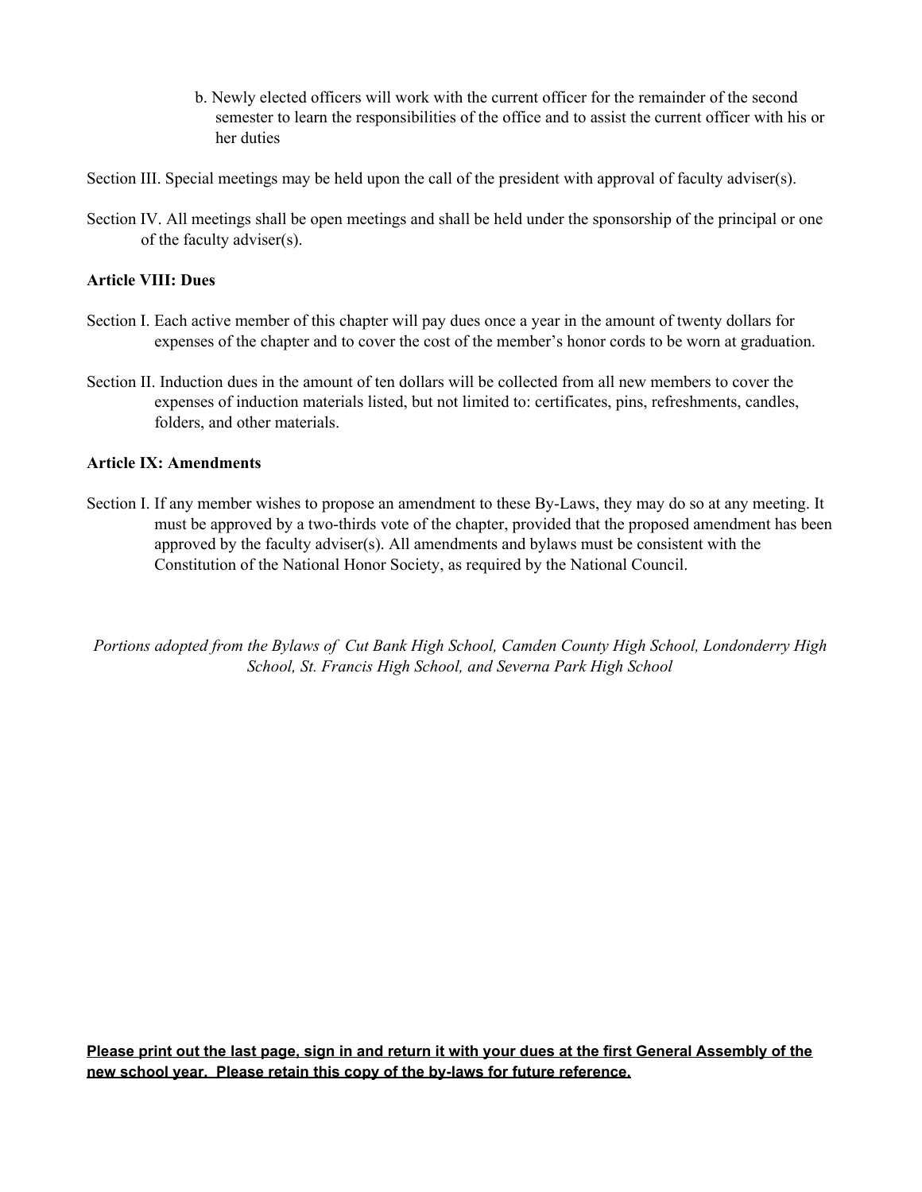b. Newly elected officers will work with the current officer for the remainder of the second semester to learn the responsibilities of the office and to assist the current officer with his or her duties

Section III. Special meetings may be held upon the call of the president with approval of faculty adviser(s).

Section IV. All meetings shall be open meetings and shall be held under the sponsorship of the principal or one of the faculty adviser(s).

**Article VIII: Dues**

Section I. Each active member of this chapter will pay dues once a year in the amount of twenty dollars for expenses of the chapter and to cover the cost of the member's honor cords to be worn at graduation.

Section II. Induction dues in the amount of ten dollars will be collected from all new members to cover the expenses of induction materials listed, but not limited to: certificates, pins, refreshments, candles, folders, and other materials.

**Article IX: Amendments**

Section I. If any member wishes to propose an amendment to these By-Laws, they may do so at any meeting. It must be approved by a two-thirds vote of the chapter, provided that the proposed amendment has been approved by the faculty adviser(s). All amendments and bylaws must be consistent with the Constitution of the National Honor Society, as required by the National Council.

*Portions adopted from the Bylaws of Cut Bank High School, Camden County High School, Londonderry High School, St. Francis High School, and Severna Park High School*

**Please print out the last page, sign in and return it with your dues at the first General Assembly of the new school year. Please retain this copy of the by-laws for future reference.**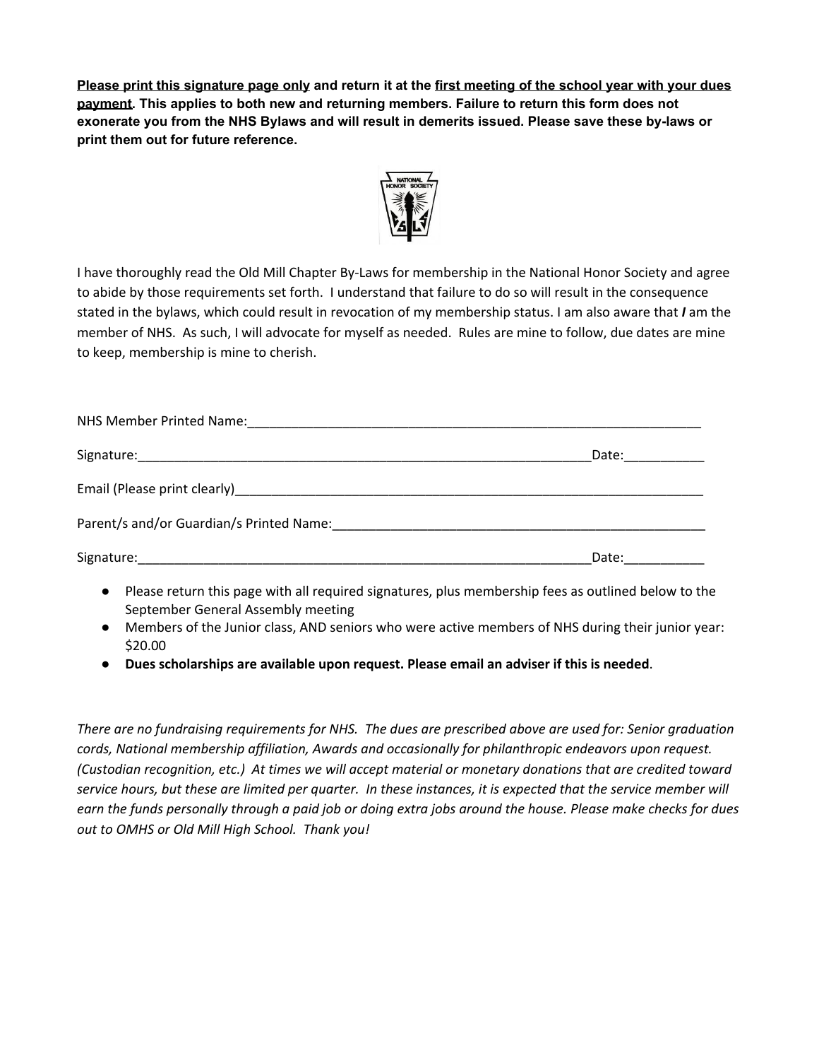**<u>Please print this signature page only</u> and return it at the <u>first meeting of the school year with your dues payment</u>. This applies to both new and returning members. Failure to return this form does not exonerate you from the NHS Bylaws and will result in demerits issued. Please save these by-laws or print them out for future reference.**

I have thoroughly read the Old Mill Chapter By-Laws for membership in the National Honor Society and agree to abide by those requirements set forth. I understand that failure to do so will result in the consequence stated in the bylaws, which could result in revocation of my membership status. I am also aware that ***I*** am the member of NHS. As such, I will advocate for myself as needed. Rules are mine to follow, due dates are mine to keep, membership is mine to cherish.

NHS Member Printed Name:_______________________________________________________________

Signature:_______________________________________________________________Date:___________

Email (Please print clearly)_______________________________________________________________

Parent/s and/or Guardian/s Printed Name:____________________________________________________

Signature:_______________________________________________________________Date:___________

- Please return this page with all required signatures, plus membership fees as outlined below to the September General Assembly meeting
- Members of the Junior class, AND seniors who were active members of NHS during their junior year: $20.00
- **Dues scholarships are available upon request. Please email an adviser if this is needed**.

*There are no fundraising requirements for NHS. The dues are prescribed above are used for: Senior graduation cords, National membership affiliation, Awards and occasionally for philanthropic endeavors upon request. (Custodian recognition, etc.) At times we will accept material or monetary donations that are credited toward service hours, but these are limited per quarter. In these instances, it is expected that the service member will earn the funds personally through a paid job or doing extra jobs around the house. Please make checks for dues out to OMHS or Old Mill High School. Thank you!*